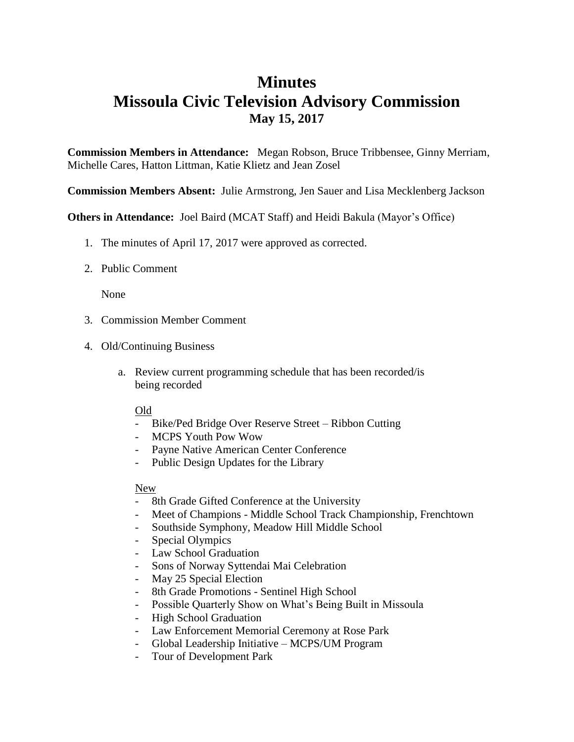# Minutes
# Missoula Civic Television Advisory Commission
### May 15, 2017

**Commission Members in Attendance:** Megan Robson, Bruce Tribbensee, Ginny Merriam, Michelle Cares, Hatton Littman, Katie Klietz and Jean Zosel

**Commission Members Absent:** Julie Armstrong, Jen Sauer and Lisa Mecklenberg Jackson

**Others in Attendance:** Joel Baird (MCAT Staff) and Heidi Bakula (Mayor's Office)

1. The minutes of April 17, 2017 were approved as corrected.
2. Public Comment

   None

3. Commission Member Comment
4. Old/Continuing Business
   a. Review current programming schedule that has been recorded/is being recorded

      Old
      - Bike/Ped Bridge Over Reserve Street – Ribbon Cutting
      - MCPS Youth Pow Wow
      - Payne Native American Center Conference
      - Public Design Updates for the Library

      New
      - 8th Grade Gifted Conference at the University
      - Meet of Champions - Middle School Track Championship, Frenchtown
      - Southside Symphony, Meadow Hill Middle School
      - Special Olympics
      - Law School Graduation
      - Sons of Norway Syttendai Mai Celebration
      - May 25 Special Election
      - 8th Grade Promotions - Sentinel High School
      - Possible Quarterly Show on What's Being Built in Missoula
      - High School Graduation
      - Law Enforcement Memorial Ceremony at Rose Park
      - Global Leadership Initiative – MCPS/UM Program
      - Tour of Development Park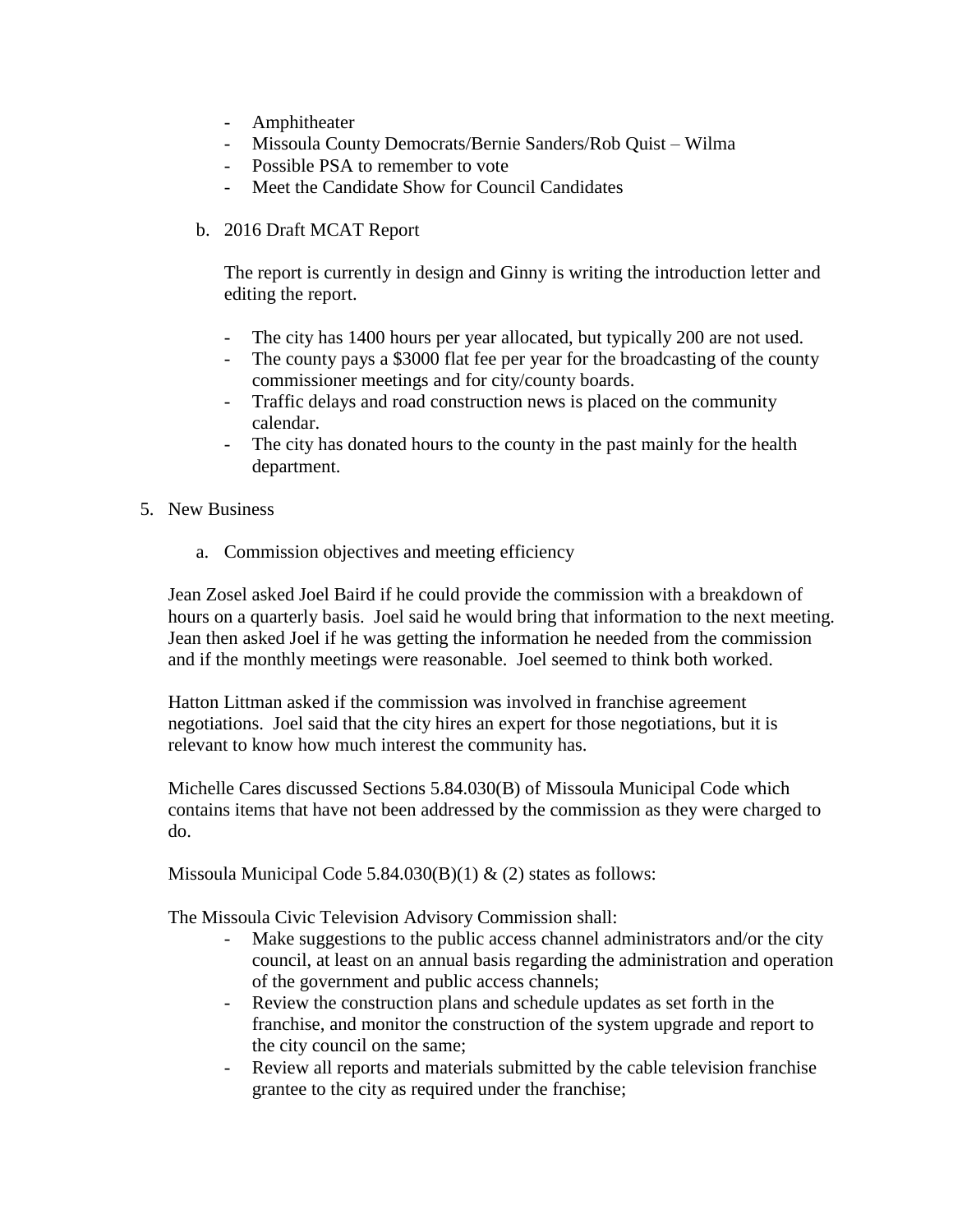- Amphitheater
- Missoula County Democrats/Bernie Sanders/Rob Quist – Wilma
- Possible PSA to remember to vote
- Meet the Candidate Show for Council Candidates

b. 2016 Draft MCAT Report

The report is currently in design and Ginny is writing the introduction letter and editing the report.

- The city has 1400 hours per year allocated, but typically 200 are not used.
- The county pays a $3000 flat fee per year for the broadcasting of the county commissioner meetings and for city/county boards.
- Traffic delays and road construction news is placed on the community calendar.
- The city has donated hours to the county in the past mainly for the health department.

5. New Business

a. Commission objectives and meeting efficiency

Jean Zosel asked Joel Baird if he could provide the commission with a breakdown of hours on a quarterly basis. Joel said he would bring that information to the next meeting. Jean then asked Joel if he was getting the information he needed from the commission and if the monthly meetings were reasonable. Joel seemed to think both worked.

Hatton Littman asked if the commission was involved in franchise agreement negotiations. Joel said that the city hires an expert for those negotiations, but it is relevant to know how much interest the community has.

Michelle Cares discussed Sections 5.84.030(B) of Missoula Municipal Code which contains items that have not been addressed by the commission as they were charged to do.

Missoula Municipal Code 5.84.030(B)(1) & (2) states as follows:

The Missoula Civic Television Advisory Commission shall:

- Make suggestions to the public access channel administrators and/or the city council, at least on an annual basis regarding the administration and operation of the government and public access channels;
- Review the construction plans and schedule updates as set forth in the franchise, and monitor the construction of the system upgrade and report to the city council on the same;
- Review all reports and materials submitted by the cable television franchise grantee to the city as required under the franchise;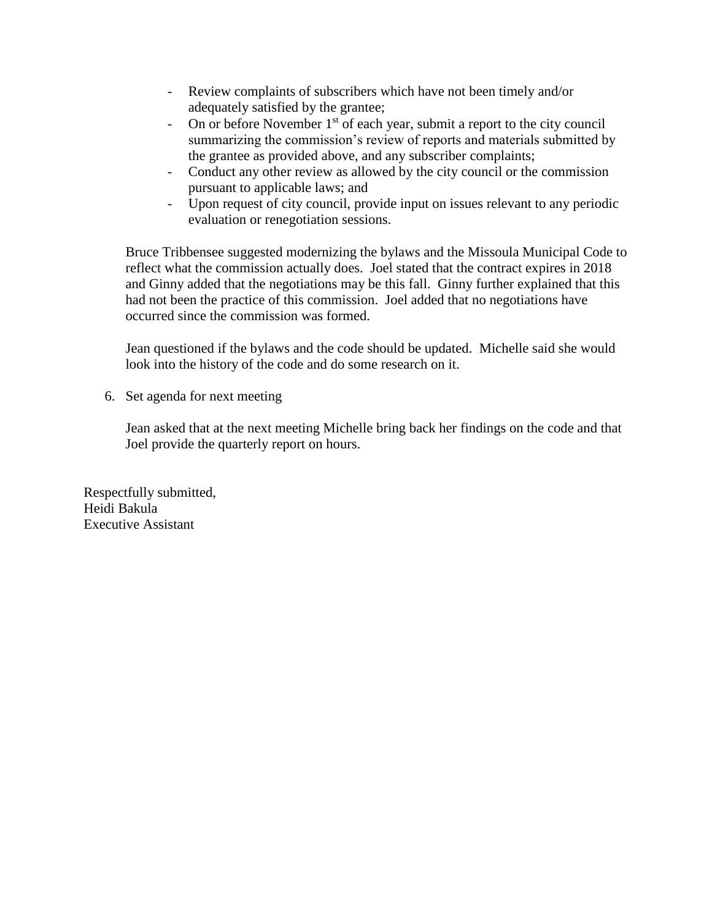- Review complaints of subscribers which have not been timely and/or adequately satisfied by the grantee;
- On or before November 1st of each year, submit a report to the city council summarizing the commission's review of reports and materials submitted by the grantee as provided above, and any subscriber complaints;
- Conduct any other review as allowed by the city council or the commission pursuant to applicable laws; and
- Upon request of city council, provide input on issues relevant to any periodic evaluation or renegotiation sessions.

Bruce Tribbensee suggested modernizing the bylaws and the Missoula Municipal Code to reflect what the commission actually does. Joel stated that the contract expires in 2018 and Ginny added that the negotiations may be this fall. Ginny further explained that this had not been the practice of this commission. Joel added that no negotiations have occurred since the commission was formed.

Jean questioned if the bylaws and the code should be updated. Michelle said she would look into the history of the code and do some research on it.

6. Set agenda for next meeting

   Jean asked that at the next meeting Michelle bring back her findings on the code and that Joel provide the quarterly report on hours.

Respectfully submitted,
Heidi Bakula
Executive Assistant